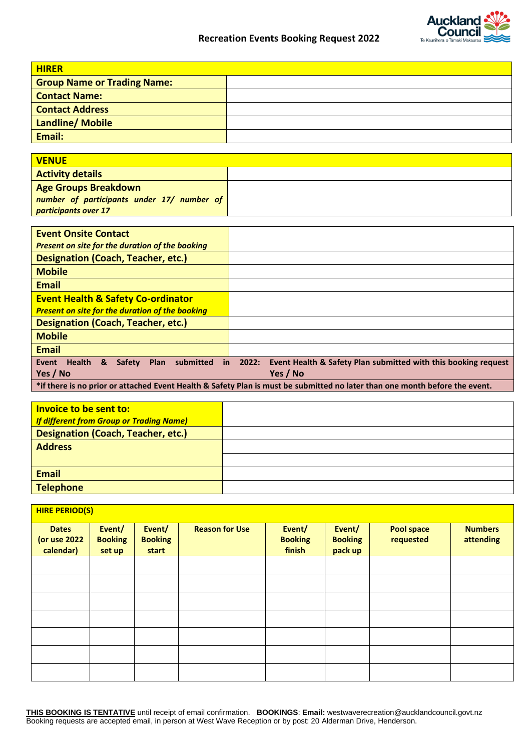# Recreation Events Booking Request 2022

| HIRER | |
|---|---|
| **Group Name or Trading Name:** | |
| **Contact Name:** | |
| **Contact Address** | |
| **Landline/ Mobile** | |
| **Email:** | |

| VENUE | |
|---|---|
| **Activity details** | |
| **Age Groups Breakdown** *number of participants under 17/ number of participants over 17* | |

| | |
|---|---|
| **Event Onsite Contact** *Present on site for the duration of the booking* | |
| **Designation (Coach, Teacher, etc.)** | |
| **Mobile** | |
| **Email** | |
| **Event Health & Safety Co-ordinator** *Present on site for the duration of the booking* | |
| **Designation (Coach, Teacher, etc.)** | |
| **Mobile** | |
| **Email** | |
| **Event Health & Safety Plan submitted in 2022: Yes / No** | **Event Health & Safety Plan submitted with this booking request Yes / No** |
| **\*if there is no prior or attached Event Health & Safety Plan is must be submitted no later than one month before the event.** | |

| | |
|---|---|
| **Invoice to be sent to:** *If different from Group or Trading Name)* | |
| **Designation (Coach, Teacher, etc.)** | |
| **Address** | |
| | |
| **Email** | |
| **Telephone** | |

**HIRE PERIOD(S)**

| Dates (or use 2022 calendar) | Event/ Booking set up | Event/ Booking start | Reason for Use | Event/ Booking finish | Event/ Booking pack up | Pool space requested | Numbers attending |
|---|---|---|---|---|---|---|---|
| | | | | | | | |
| | | | | | | | |
| | | | | | | | |
| | | | | | | | |
| | | | | | | | |
| | | | | | | | |
| | | | | | | | |

**THIS BOOKING IS TENTATIVE** until receipt of email confirmation. **BOOKINGS**: **Email:** westwaverecreation@aucklandcouncil.govt.nz
Booking requests are accepted email, in person at West Wave Reception or by post: 20 Alderman Drive, Henderson.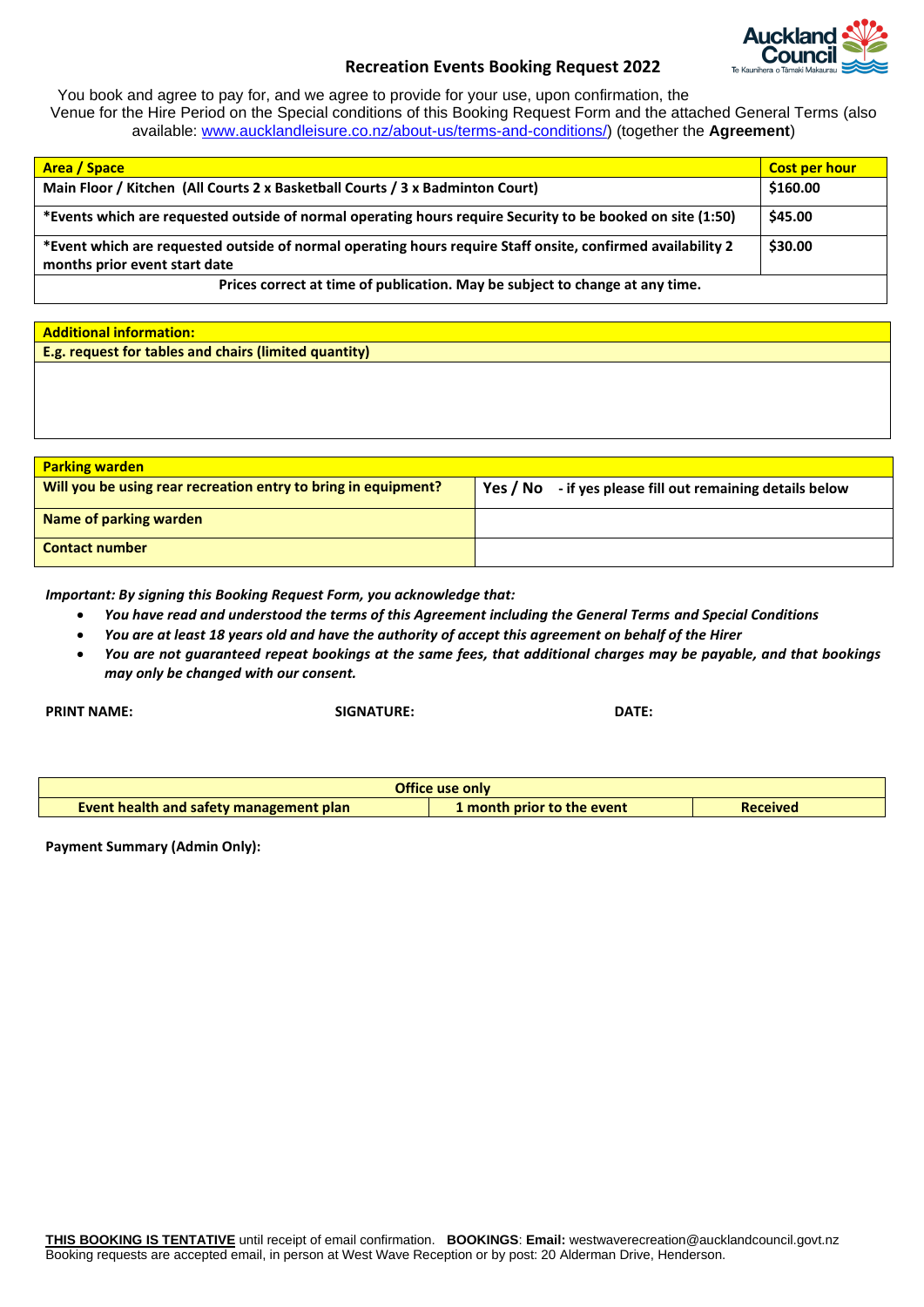# Recreation Events Booking Request 2022

You book and agree to pay for, and we agree to provide for your use, upon confirmation, the Venue for the Hire Period on the Special conditions of this Booking Request Form and the attached General Terms (also available: [www.aucklandleisure.co.nz/about-us/terms-and-conditions/](www.aucklandleisure.co.nz/about-us/terms-and-conditions/)) (together the **Agreement**)

| Area / Space | Cost per hour |
|---|---|
| **Main Floor / Kitchen (All Courts 2 x Basketball Courts / 3 x Badminton Court)** | **$160.00** |
| **\*Events which are requested outside of normal operating hours require Security to be booked on site (1:50)** | **$45.00** |
| **\*Event which are requested outside of normal operating hours require Staff onsite, confirmed availability 2 months prior event start date** | **$30.00** |
| **Prices correct at time of publication. May be subject to change at any time.** | |

| Additional information: |
|---|
| **E.g. request for tables and chairs (limited quantity)** |
| |

| Parking warden | |
|---|---|
| **Will you be using rear recreation entry to bring in equipment?** | **Yes / No - if yes please fill out remaining details below** |
| **Name of parking warden** | |
| **Contact number** | |

***Important: By signing this Booking Request Form, you acknowledge that:***

- ***You have read and understood the terms of this Agreement including the General Terms and Special Conditions***
- ***You are at least 18 years old and have the authority of accept this agreement on behalf of the Hirer***
- ***You are not guaranteed repeat bookings at the same fees, that additional charges may be payable, and that bookings may only be changed with our consent.***

**PRINT NAME:** **SIGNATURE:** **DATE:**

| Office use only | | |
|---|---|---|
| **Event health and safety management plan** | **1 month prior to the event** | **Received** |

**Payment Summary (Admin Only):**

**THIS BOOKING IS TENTATIVE** until receipt of email confirmation. **BOOKINGS**: **Email:** westwaverecreation@aucklandcouncil.govt.nz
Booking requests are accepted email, in person at West Wave Reception or by post: 20 Alderman Drive, Henderson.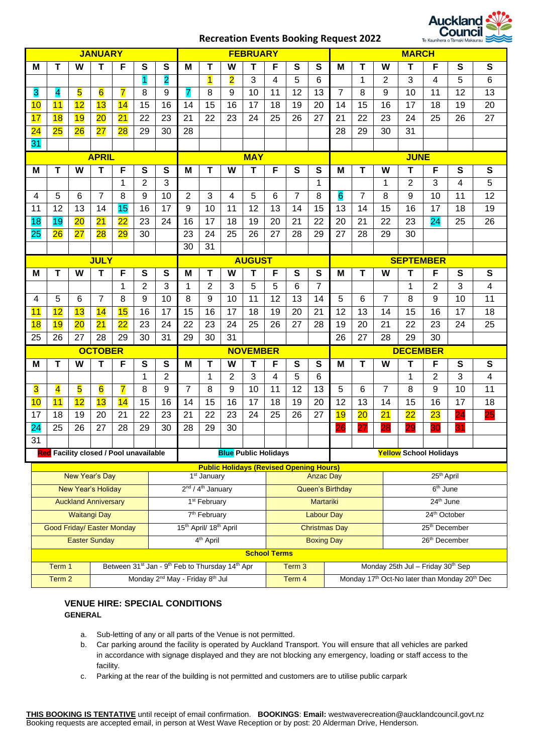# Recreation Events Booking Request 2022

Auckland Council — Te Kaunihera o Tāmaki Makaurau

| JANUARY | | | | | | | FEBRUARY | | | | | | | MARCH | | | | | | |
|---|---|---|---|---|---|---|---|---|---|---|---|---|---|---|---|---|---|---|---|---|
| M | T | W | T | F | S | S | M | T | W | T | F | S | S | M | T | W | T | F | S | S |
| | | | | | 1 | 2 | | 1 | 2 | 3 | 4 | 5 | 6 | | 1 | 2 | 3 | 4 | 5 | 6 |
| 3 | 4 | 5 | 6 | 7 | 8 | 9 | 7 | 8 | 9 | 10 | 11 | 12 | 13 | 7 | 8 | 9 | 10 | 11 | 12 | 13 |
| 10 | 11 | 12 | 13 | 14 | 15 | 16 | 14 | 15 | 16 | 17 | 18 | 19 | 20 | 14 | 15 | 16 | 17 | 18 | 19 | 20 |
| 17 | 18 | 19 | 20 | 21 | 22 | 23 | 21 | 22 | 23 | 24 | 25 | 26 | 27 | 21 | 22 | 23 | 24 | 25 | 26 | 27 |
| 24 | 25 | 26 | 27 | 28 | 29 | 30 | 28 | | | | | | | 28 | 29 | 30 | 31 | | | |
| 31 | | | | | | | | | | | | | | | | | | | | |
| **APRIL** | | | | | | | **MAY** | | | | | | | **JUNE** | | | | | | |
| M | T | W | T | F | S | S | M | T | W | T | F | S | S | M | T | W | T | F | S | S |
| | | | | 1 | 2 | 3 | | | | | | | 1 | | | 1 | 2 | 3 | 4 | 5 |
| 4 | 5 | 6 | 7 | 8 | 9 | 10 | 2 | 3 | 4 | 5 | 6 | 7 | 8 | 6 | 7 | 8 | 9 | 10 | 11 | 12 |
| 11 | 12 | 13 | 14 | 15 | 16 | 17 | 9 | 10 | 11 | 12 | 13 | 14 | 15 | 13 | 14 | 15 | 16 | 17 | 18 | 19 |
| 18 | 19 | 20 | 21 | 22 | 23 | 24 | 16 | 17 | 18 | 19 | 20 | 21 | 22 | 20 | 21 | 22 | 23 | 24 | 25 | 26 |
| 25 | 26 | 27 | 28 | 29 | 30 | | 23 | 24 | 25 | 26 | 27 | 28 | 29 | 27 | 28 | 29 | 30 | | | |
| | | | | | | | 30 | 31 | | | | | | | | | | | | |
| **JULY** | | | | | | | **AUGUST** | | | | | | | **SEPTEMBER** | | | | | | |
| M | T | W | T | F | S | S | M | T | W | T | F | S | S | M | T | W | T | F | S | S |
| | | | | 1 | 2 | 3 | 1 | 2 | 3 | 5 | 5 | 6 | 7 | | | | 1 | 2 | 3 | 4 |
| 4 | 5 | 6 | 7 | 8 | 9 | 10 | 8 | 9 | 10 | 11 | 12 | 13 | 14 | 5 | 6 | 7 | 8 | 9 | 10 | 11 |
| 11 | 12 | 13 | 14 | 15 | 16 | 17 | 15 | 16 | 17 | 18 | 19 | 20 | 21 | 12 | 13 | 14 | 15 | 16 | 17 | 18 |
| 18 | 19 | 20 | 21 | 22 | 23 | 24 | 22 | 23 | 24 | 25 | 26 | 27 | 28 | 19 | 20 | 21 | 22 | 23 | 24 | 25 |
| 25 | 26 | 27 | 28 | 29 | 30 | 31 | 29 | 30 | 31 | | | | | 26 | 27 | 28 | 29 | 30 | | |
| **OCTOBER** | | | | | | | **NOVEMBER** | | | | | | | **DECEMBER** | | | | | | |
| M | T | W | T | F | S | S | M | T | W | T | F | S | S | M | T | W | T | F | S | S |
| | | | | | 1 | 2 | | 1 | 2 | 3 | 4 | 5 | 6 | | | | 1 | 2 | 3 | 4 |
| 3 | 4 | 5 | 6 | 7 | 8 | 9 | 7 | 8 | 9 | 10 | 11 | 12 | 13 | 5 | 6 | 7 | 8 | 9 | 10 | 11 |
| 10 | 11 | 12 | 13 | 14 | 15 | 16 | 14 | 15 | 16 | 17 | 18 | 19 | 20 | 12 | 13 | 14 | 15 | 16 | 17 | 18 |
| 17 | 18 | 19 | 20 | 21 | 22 | 23 | 21 | 22 | 23 | 24 | 25 | 26 | 27 | 19 | 20 | 21 | 22 | 23 | 24 | 25 |
| 24 | 25 | 26 | 27 | 28 | 29 | 30 | 28 | 29 | 30 | | | | | 26 | 27 | 28 | 29 | 30 | 31 | |
| 31 | | | | | | | | | | | | | | | | | | | | |

**Red** Facility closed / Pool unavailable — **Blue** Public Holidays — **Yellow** School Holidays

| Public Holidays (Revised Opening Hours) | | | |
|---|---|---|---|
| New Year's Day | 1st January | Anzac Day | 25th April |
| New Year's Holiday | 2nd / 4th January | Queen's Birthday | 6th June |
| Auckland Anniversary | 1st February | Martariki | 24th June |
| Waitangi Day | 7th February | Labour Day | 24th October |
| Good Friday/ Easter Monday | 15th April/ 18th April | Christmas Day | 25th December |
| Easter Sunday | 4th April | Boxing Day | 26th December |

| School Terms | | | |
|---|---|---|---|
| Term 1 | Between 31st Jan - 9th Feb to Thursday 14th Apr | Term 3 | Monday 25th Jul – Friday 30th Sep |
| Term 2 | Monday 2nd May - Friday 8th Jul | Term 4 | Monday 17th Oct-No later than Monday 20th Dec |

## VENUE HIRE: SPECIAL CONDITIONS

**GENERAL**

a. Sub-letting of any or all parts of the Venue is not permitted.

b. Car parking around the facility is operated by Auckland Transport. You will ensure that all vehicles are parked in accordance with signage displayed and they are not blocking any emergency, loading or staff access to the facility.

c. Parking at the rear of the building is not permitted and customers are to utilise public carpark

**THIS BOOKING IS TENTATIVE** until receipt of email confirmation. **BOOKINGS**: **Email:** westwaverecreation@aucklandcouncil.govt.nz
Booking requests are accepted email, in person at West Wave Reception or by post: 20 Alderman Drive, Henderson.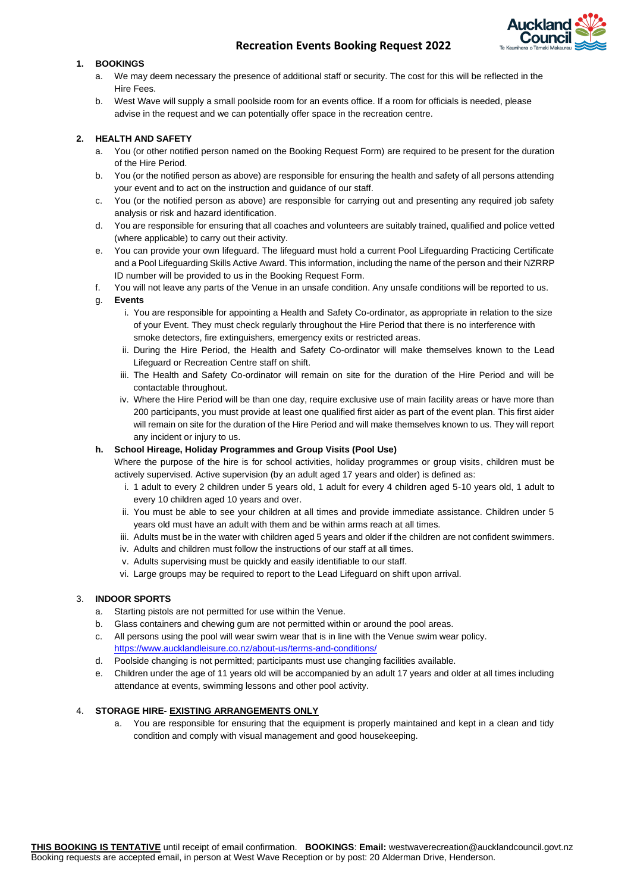# Recreation Events Booking Request 2022

**1. BOOKINGS**

a. We may deem necessary the presence of additional staff or security. The cost for this will be reflected in the Hire Fees.

b. West Wave will supply a small poolside room for an events office. If a room for officials is needed, please advise in the request and we can potentially offer space in the recreation centre.

**2. HEALTH AND SAFETY**

a. You (or other notified person named on the Booking Request Form) are required to be present for the duration of the Hire Period.

b. You (or the notified person as above) are responsible for ensuring the health and safety of all persons attending your event and to act on the instruction and guidance of our staff.

c. You (or the notified person as above) are responsible for carrying out and presenting any required job safety analysis or risk and hazard identification.

d. You are responsible for ensuring that all coaches and volunteers are suitably trained, qualified and police vetted (where applicable) to carry out their activity.

e. You can provide your own lifeguard. The lifeguard must hold a current Pool Lifeguarding Practicing Certificate and a Pool Lifeguarding Skills Active Award. This information, including the name of the person and their NZRRP ID number will be provided to us in the Booking Request Form.

f. You will not leave any parts of the Venue in an unsafe condition. Any unsafe conditions will be reported to us.

g. **Events**

i. You are responsible for appointing a Health and Safety Co-ordinator, as appropriate in relation to the size of your Event. They must check regularly throughout the Hire Period that there is no interference with smoke detectors, fire extinguishers, emergency exits or restricted areas.

ii. During the Hire Period, the Health and Safety Co-ordinator will make themselves known to the Lead Lifeguard or Recreation Centre staff on shift.

iii. The Health and Safety Co-ordinator will remain on site for the duration of the Hire Period and will be contactable throughout.

iv. Where the Hire Period will be than one day, require exclusive use of main facility areas or have more than 200 participants, you must provide at least one qualified first aider as part of the event plan. This first aider will remain on site for the duration of the Hire Period and will make themselves known to us. They will report any incident or injury to us.

**h. School Hireage, Holiday Programmes and Group Visits (Pool Use)**

Where the purpose of the hire is for school activities, holiday programmes or group visits, children must be actively supervised. Active supervision (by an adult aged 17 years and older) is defined as:

i. 1 adult to every 2 children under 5 years old, 1 adult for every 4 children aged 5-10 years old, 1 adult to every 10 children aged 10 years and over.

ii. You must be able to see your children at all times and provide immediate assistance. Children under 5 years old must have an adult with them and be within arms reach at all times.

iii. Adults must be in the water with children aged 5 years and older if the children are not confident swimmers.

iv. Adults and children must follow the instructions of our staff at all times.

v. Adults supervising must be quickly and easily identifiable to our staff.

vi. Large groups may be required to report to the Lead Lifeguard on shift upon arrival.

**3. INDOOR SPORTS**

a. Starting pistols are not permitted for use within the Venue.

b. Glass containers and chewing gum are not permitted within or around the pool areas.

c. All persons using the pool will wear swim wear that is in line with the Venue swim wear policy. https://www.aucklandleisure.co.nz/about-us/terms-and-conditions/

d. Poolside changing is not permitted; participants must use changing facilities available.

e. Children under the age of 11 years old will be accompanied by an adult 17 years and older at all times including attendance at events, swimming lessons and other pool activity.

**4. STORAGE HIRE- EXISTING ARRANGEMENTS ONLY**

a. You are responsible for ensuring that the equipment is properly maintained and kept in a clean and tidy condition and comply with visual management and good housekeeping.

**THIS BOOKING IS TENTATIVE** until receipt of email confirmation. **BOOKINGS**: **Email:** westwaverecreation@aucklandcouncil.govt.nz
Booking requests are accepted email, in person at West Wave Reception or by post: 20 Alderman Drive, Henderson.